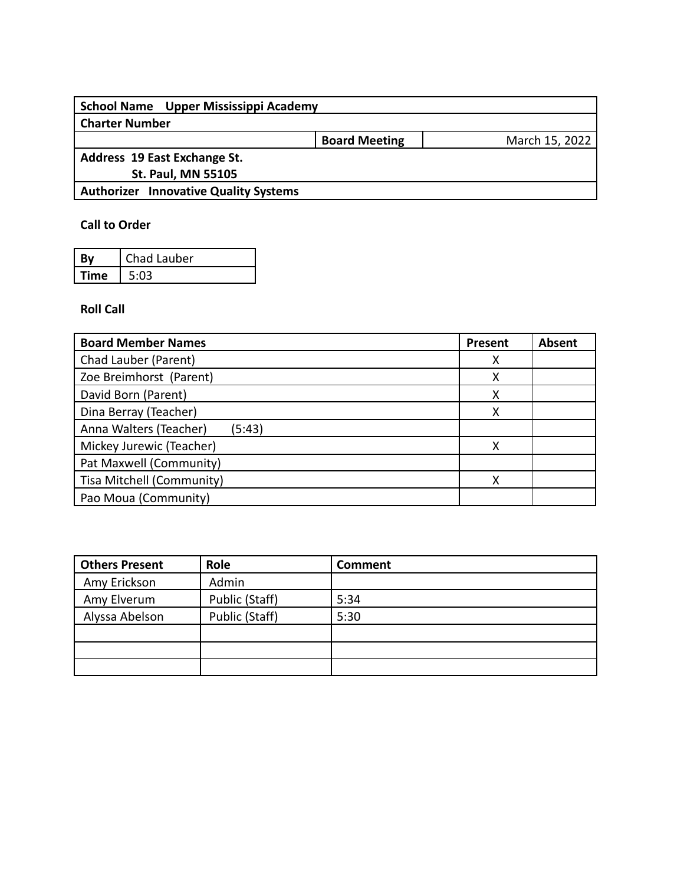| School Name Upper Mississippi Academy | | |
|---|---|---|
| **Charter Number** | | |
| | **Board Meeting** | March 15, 2022 |
| **Address 19 East Exchange St.**<br>**St. Paul, MN 55105** | | |
| **Authorizer Innovative Quality Systems** | | |

**Call to Order**

| **By** | Chad Lauber |
|---|---|
| **Time** | 5:03 |

**Roll Call**

| Board Member Names | Present | Absent |
|---|---|---|
| Chad Lauber (Parent) | X | |
| Zoe Breimhorst (Parent) | X | |
| David Born (Parent) | X | |
| Dina Berray (Teacher) | X | |
| Anna Walters (Teacher) (5:43) | | |
| Mickey Jurewic (Teacher) | X | |
| Pat Maxwell (Community) | | |
| Tisa Mitchell (Community) | X | |
| Pao Moua (Community) | | |

| Others Present | Role | Comment |
|---|---|---|
| Amy Erickson | Admin | |
| Amy Elverum | Public (Staff) | 5:34 |
| Alyssa Abelson | Public (Staff) | 5:30 |
| | | |
| | | |
| | | |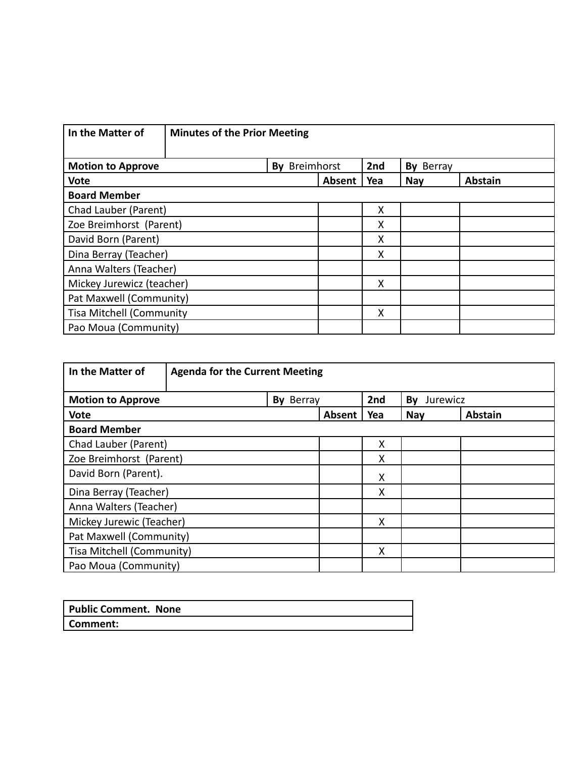| In the Matter of | Minutes of the Prior Meeting | | | |
|---|---|---|---|---|
| **Motion to Approve** | **By** Breimhorst | **2nd** | **By** Berray | |
| **Vote** | **Absent** | **Yea** | **Nay** | **Abstain** |
| **Board Member** | | | | |
| Chad Lauber (Parent) | | X | | |
| Zoe Breimhorst (Parent) | | X | | |
| David Born (Parent) | | X | | |
| Dina Berray (Teacher) | | X | | |
| Anna Walters (Teacher) | | | | |
| Mickey Jurewicz (teacher) | | X | | |
| Pat Maxwell (Community) | | | | |
| Tisa Mitchell (Community | | X | | |
| Pao Moua (Community) | | | | |

| In the Matter of | Agenda for the Current Meeting | | | |
|---|---|---|---|---|
| **Motion to Approve** | **By** Berray | **2nd** | **By** Jurewicz | |
| **Vote** | **Absent** | **Yea** | **Nay** | **Abstain** |
| **Board Member** | | | | |
| Chad Lauber (Parent) | | X | | |
| Zoe Breimhorst (Parent) | | X | | |
| David Born (Parent). | | X | | |
| Dina Berray (Teacher) | | X | | |
| Anna Walters (Teacher) | | | | |
| Mickey Jurewic (Teacher) | | X | | |
| Pat Maxwell (Community) | | | | |
| Tisa Mitchell (Community) | | X | | |
| Pao Moua (Community) | | | | |

| Public Comment. None |
|---|
| **Comment:** |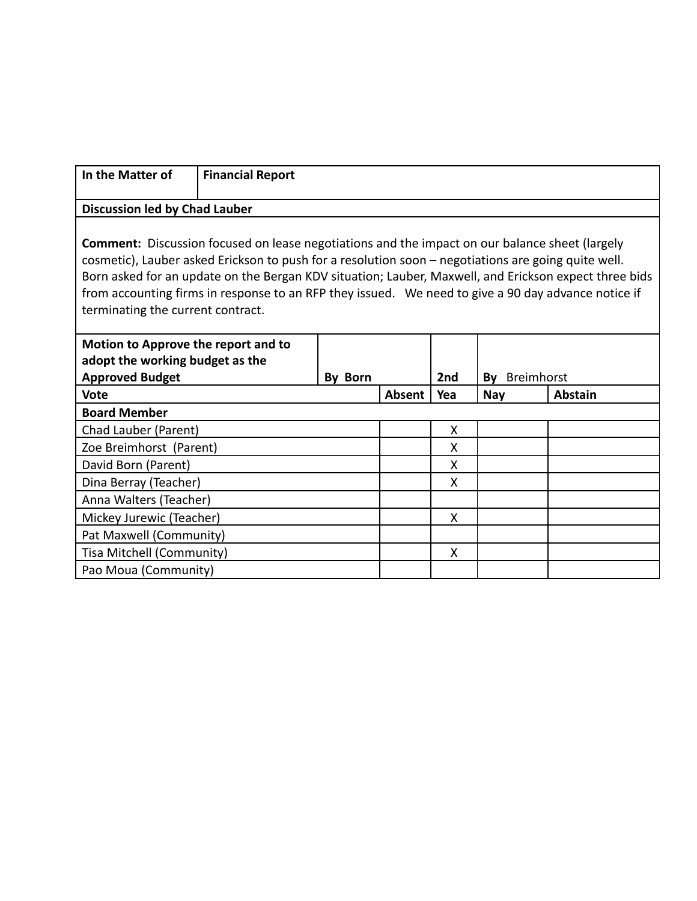| In the Matter of | Financial Report |
|---|---|

**Discussion led by Chad Lauber**

**Comment:** Discussion focused on lease negotiations and the impact on our balance sheet (largely cosmetic), Lauber asked Erickson to push for a resolution soon – negotiations are going quite well. Born asked for an update on the Bergan KDV situation; Lauber, Maxwell, and Erickson expect three bids from accounting firms in response to an RFP they issued. We need to give a 90 day advance notice if terminating the current contract.

| **Motion to Approve the report and to adopt the working budget as the Approved Budget** | **By** Born | **2nd** | **By** Breimhorst |
|---|---|---|---|

| **Vote** | **Absent** | **Yea** | **Nay** | **Abstain** |
|---|---|---|---|---|
| **Board Member** | | | | |
| Chad Lauber (Parent) | | X | | |
| Zoe Breimhorst (Parent) | | X | | |
| David Born (Parent) | | X | | |
| Dina Berray (Teacher) | | X | | |
| Anna Walters (Teacher) | | | | |
| Mickey Jurewic (Teacher) | | X | | |
| Pat Maxwell (Community) | | | | |
| Tisa Mitchell (Community) | | X | | |
| Pao Moua (Community) | | | | |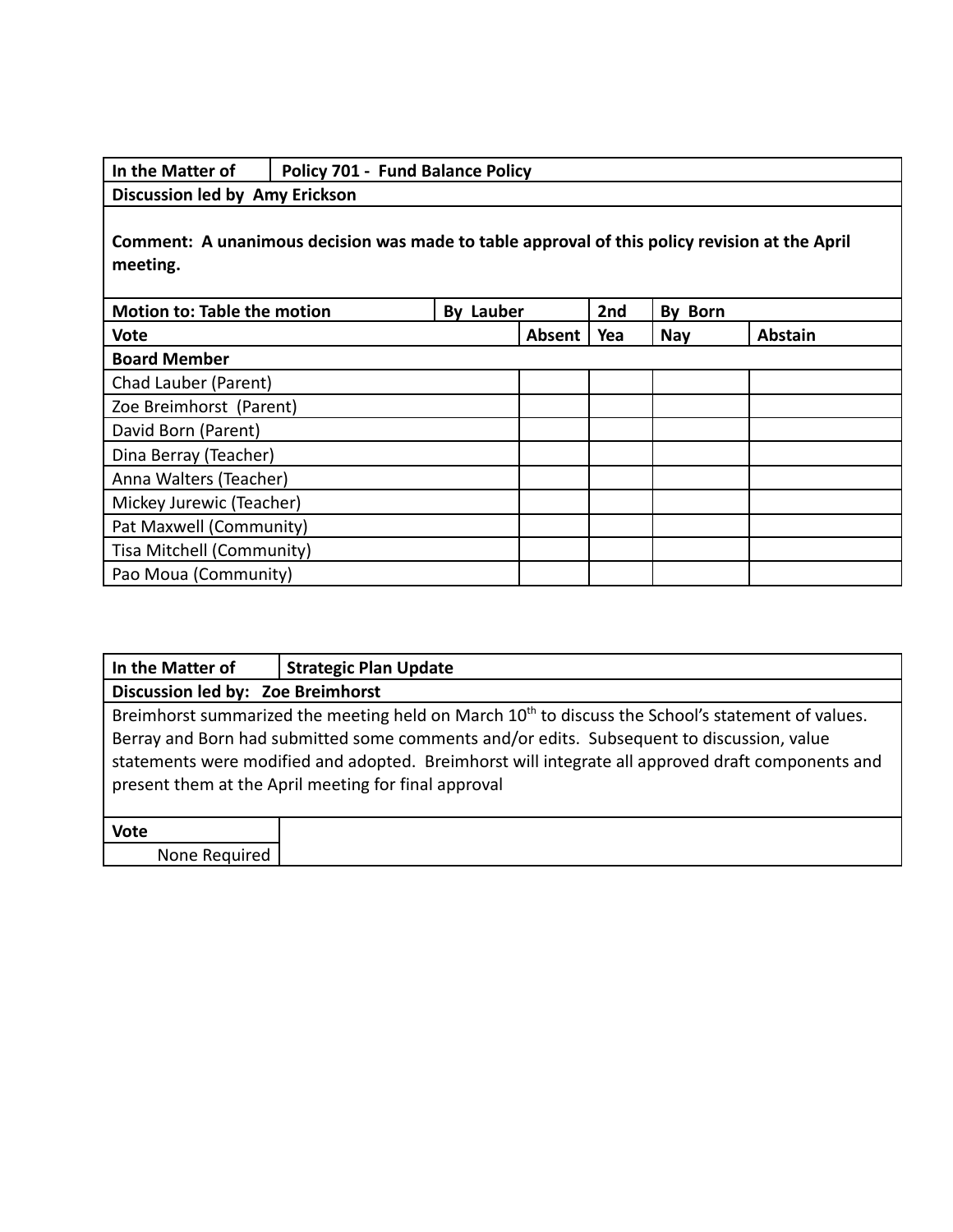| In the Matter of | Policy 701 - Fund Balance Policy | | | | |
|---|---|---|---|---|---|
| **Discussion led by Amy Erickson** | | | | | |
| **Comment: A unanimous decision was made to table approval of this policy revision at the April meeting.** | | | | | |
| **Motion to: Table the motion** | **By Lauber** | | **2nd** | **By Born** | |
| **Vote** | | **Absent** | **Yea** | **Nay** | **Abstain** |
| **Board Member** | | | | | |
| Chad Lauber (Parent) | | | | | |
| Zoe Breimhorst (Parent) | | | | | |
| David Born (Parent) | | | | | |
| Dina Berray (Teacher) | | | | | |
| Anna Walters (Teacher) | | | | | |
| Mickey Jurewic (Teacher) | | | | | |
| Pat Maxwell (Community) | | | | | |
| Tisa Mitchell (Community) | | | | | |
| Pao Moua (Community) | | | | | |

| In the Matter of | Strategic Plan Update |
|---|---|
| **Discussion led by: Zoe Breimhorst** | |
| Breimhorst summarized the meeting held on March 10th to discuss the School's statement of values. Berray and Born had submitted some comments and/or edits. Subsequent to discussion, value statements were modified and adopted. Breimhorst will integrate all approved draft components and present them at the April meeting for final approval | |
| **Vote** | |
| None Required | |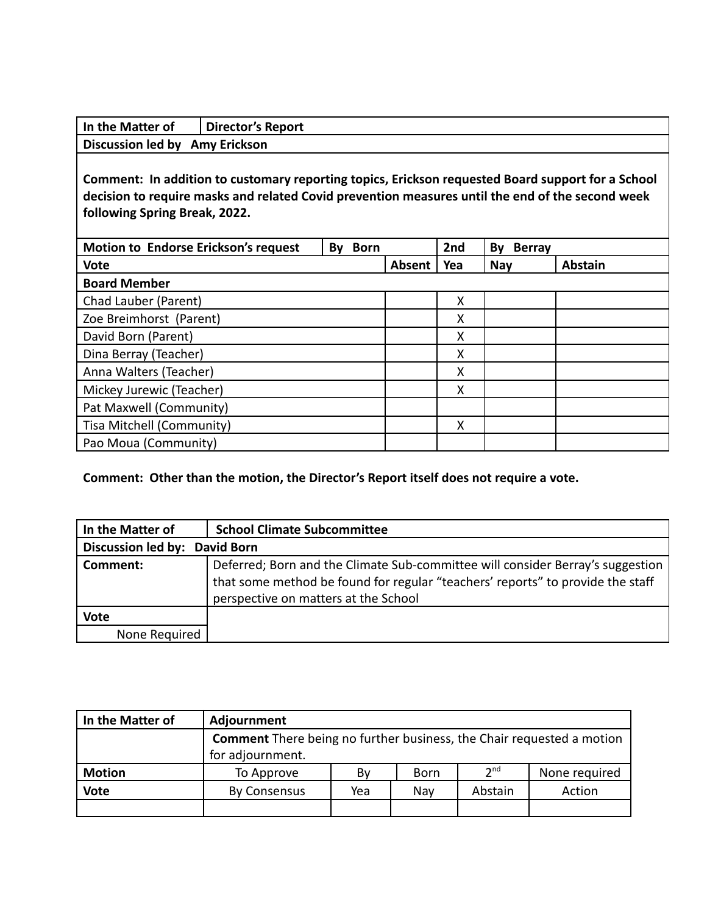| In the Matter of | Director's Report | | | | |
|---|---|---|---|---|---|
| **Discussion led by Amy Erickson** | | | | | |
| **Comment: In addition to customary reporting topics, Erickson requested Board support for a School decision to require masks and related Covid prevention measures until the end of the second week following Spring Break, 2022.** | | | | | |
| **Motion to Endorse Erickson's request** | **By Born** | | **2nd** | **By Berray** | |
| **Vote** | | **Absent** | **Yea** | **Nay** | **Abstain** |
| **Board Member** | | | | | |
| Chad Lauber (Parent) | | | X | | |
| Zoe Breimhorst (Parent) | | | X | | |
| David Born (Parent) | | | X | | |
| Dina Berray (Teacher) | | | X | | |
| Anna Walters (Teacher) | | | X | | |
| Mickey Jurewic (Teacher) | | | X | | |
| Pat Maxwell (Community) | | | | | |
| Tisa Mitchell (Community) | | | X | | |
| Pao Moua (Community) | | | | | |

**Comment: Other than the motion, the Director's Report itself does not require a vote.**

| In the Matter of | School Climate Subcommittee |
|---|---|
| **Discussion led by: David Born** | |
| **Comment:** | Deferred; Born and the Climate Sub-committee will consider Berray's suggestion that some method be found for regular "teachers' reports" to provide the staff perspective on matters at the School |
| **Vote** | |
| None Required | |

| In the Matter of | Adjournment | | | | |
|---|---|---|---|---|---|
| | **Comment** There being no further business, the Chair requested a motion for adjournment. | | | | |
| **Motion** | To Approve | By | Born | 2nd | None required |
| **Vote** | By Consensus | Yea | Nay | Abstain | Action |
| | | | | | |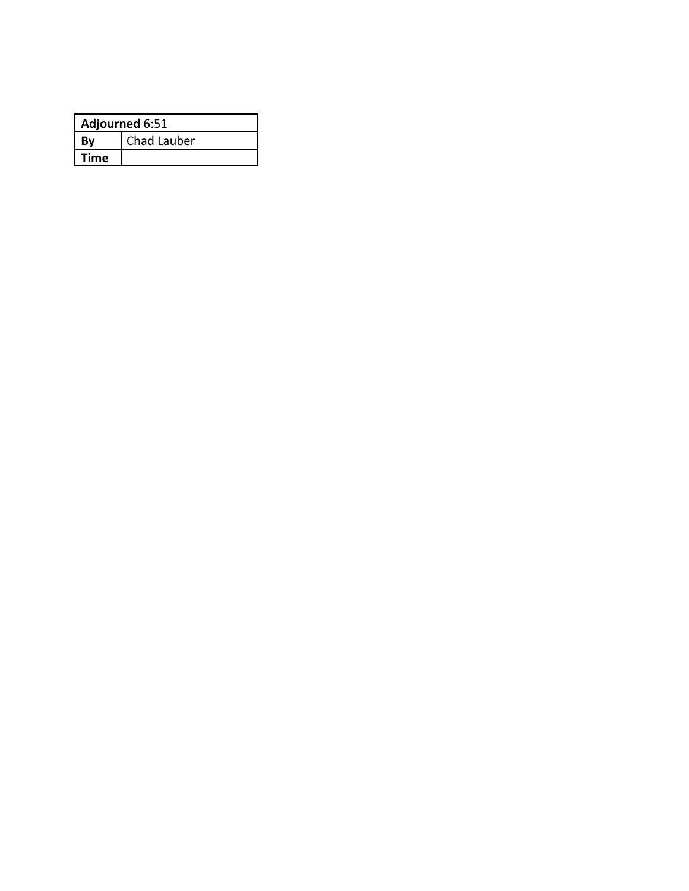| | |
|---|---|
| **Adjourned** 6:51 | |
| **By** | Chad Lauber |
| **Time** | |